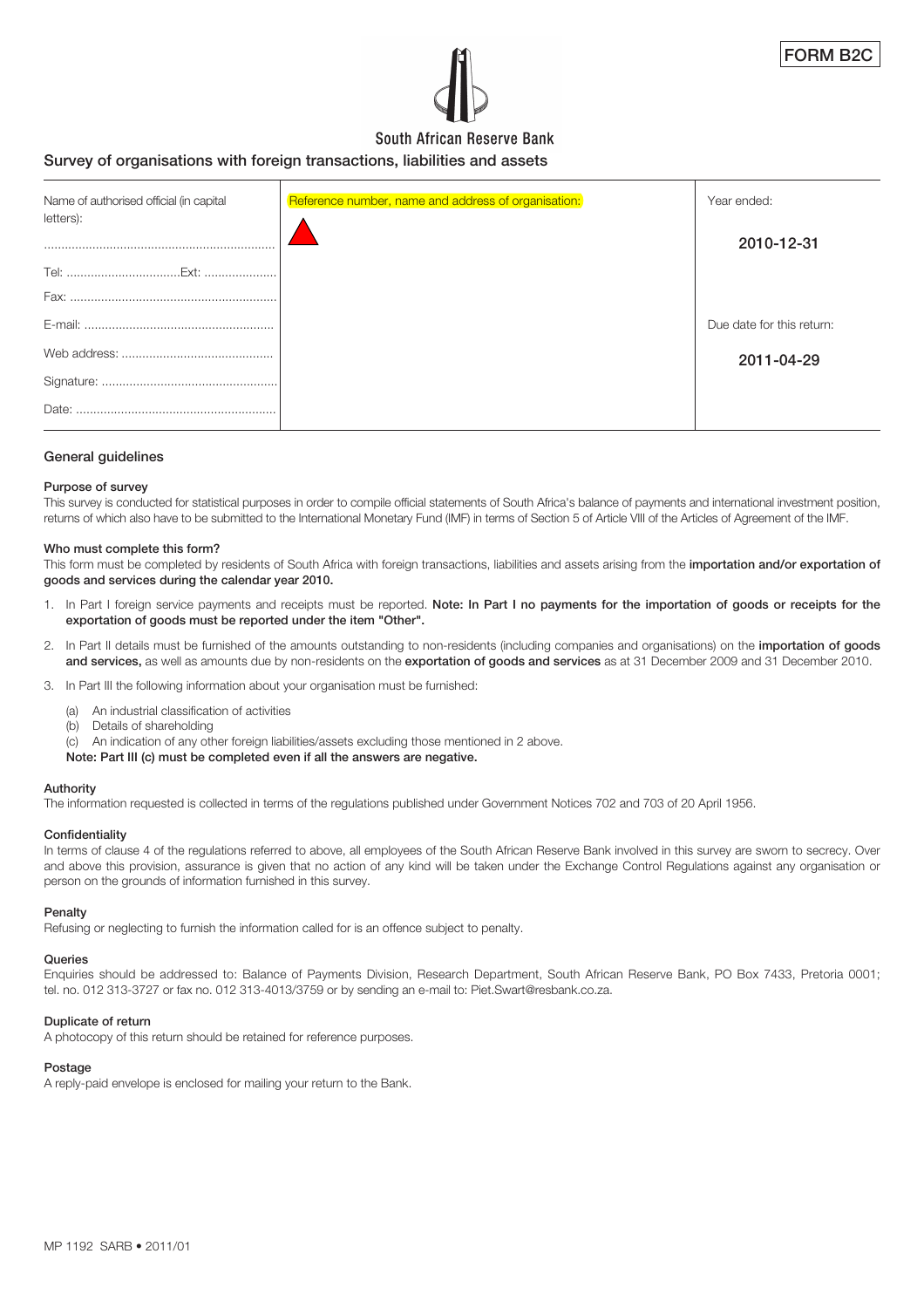FORM B2C

South African Reserve Bank

## Survey of organisations with foreign transactions, liabilities and assets

| Name of authorised official (in capital letters): | Reference number, name and address of organisation: | Year ended: |
|---|---|---|
| .................................................................. | | 2010-12-31 |
| Tel: ..................................Ext: ..................... | | |
| Fax: ............................................................ | | |
| E-mail: ....................................................... | | Due date for this return: |
| Web address: ............................................ | | 2011-04-29 |
| Signature: .................................................... | | |
| Date: .......................................................... | | |

### General guidelines

#### Purpose of survey

This survey is conducted for statistical purposes in order to compile official statements of South Africa's balance of payments and international investment position, returns of which also have to be submitted to the International Monetary Fund (IMF) in terms of Section 5 of Article VIII of the Articles of Agreement of the IMF.

#### Who must complete this form?

This form must be completed by residents of South Africa with foreign transactions, liabilities and assets arising from the **importation and/or exportation of goods and services during the calendar year 2010.**

1. In Part I foreign service payments and receipts must be reported. **Note: In Part I no payments for the importation of goods or receipts for the exportation of goods must be reported under the item "Other".**
2. In Part II details must be furnished of the amounts outstanding to non-residents (including companies and organisations) on the **importation of goods and services,** as well as amounts due by non-residents on the **exportation of goods and services** as at 31 December 2009 and 31 December 2010.
3. In Part III the following information about your organisation must be furnished:
   - (a) An industrial classification of activities
   - (b) Details of shareholding
   - (c) An indication of any other foreign liabilities/assets excluding those mentioned in 2 above.

   **Note: Part III (c) must be completed even if all the answers are negative.**

#### Authority

The information requested is collected in terms of the regulations published under Government Notices 702 and 703 of 20 April 1956.

#### Confidentiality

In terms of clause 4 of the regulations referred to above, all employees of the South African Reserve Bank involved in this survey are sworn to secrecy. Over and above this provision, assurance is given that no action of any kind will be taken under the Exchange Control Regulations against any organisation or person on the grounds of information furnished in this survey.

#### Penalty

Refusing or neglecting to furnish the information called for is an offence subject to penalty.

#### Queries

Enquiries should be addressed to: Balance of Payments Division, Research Department, South African Reserve Bank, PO Box 7433, Pretoria 0001; tel. no. 012 313-3727 or fax no. 012 313-4013/3759 or by sending an e-mail to: Piet.Swart@resbank.co.za.

#### Duplicate of return

A photocopy of this return should be retained for reference purposes.

#### Postage

A reply-paid envelope is enclosed for mailing your return to the Bank.

MP 1192 SARB • 2011/01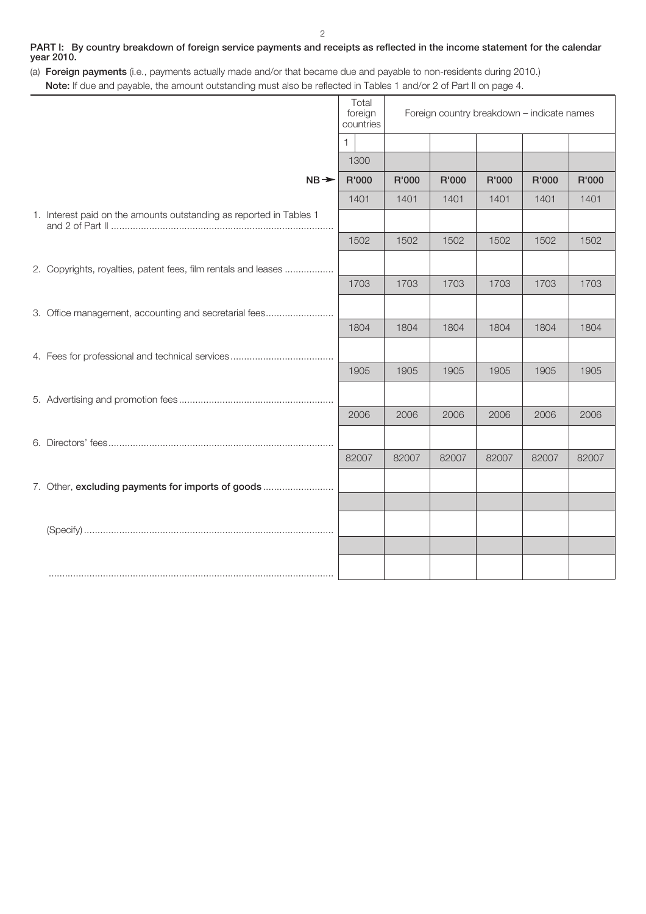**PART I: By country breakdown of foreign service payments and receipts as reflected in the income statement for the calendar year 2010.**

(a) **Foreign payments** (i.e., payments actually made and/or that became due and payable to non-residents during 2010.)

**Note:** If due and payable, the amount outstanding must also be reflected in Tables 1 and/or 2 of Part II on page 4.

| | Total foreign countries | Foreign country breakdown – indicate names | | | | |
|---|---|---|---|---|---|---|
| | 1 | | | | | |
| | 1300 | | | | | |
| **NB ➤** | **R'000** | **R'000** | **R'000** | **R'000** | **R'000** | **R'000** |
| | 1401 | 1401 | 1401 | 1401 | 1401 | 1401 |
| 1. Interest paid on the amounts outstanding as reported in Tables 1 and 2 of Part II | | | | | | |
| | 1502 | 1502 | 1502 | 1502 | 1502 | 1502 |
| 2. Copyrights, royalties, patent fees, film rentals and leases | | | | | | |
| | 1703 | 1703 | 1703 | 1703 | 1703 | 1703 |
| 3. Office management, accounting and secretarial fees | | | | | | |
| | 1804 | 1804 | 1804 | 1804 | 1804 | 1804 |
| 4. Fees for professional and technical services | | | | | | |
| | 1905 | 1905 | 1905 | 1905 | 1905 | 1905 |
| 5. Advertising and promotion fees | | | | | | |
| | 2006 | 2006 | 2006 | 2006 | 2006 | 2006 |
| 6. Directors' fees | | | | | | |
| | 82007 | 82007 | 82007 | 82007 | 82007 | 82007 |
| 7. Other, **excluding payments for imports of goods** | | | | | | |
| | | | | | | |
| (Specify) | | | | | | |
| | | | | | | |
| | | | | | | |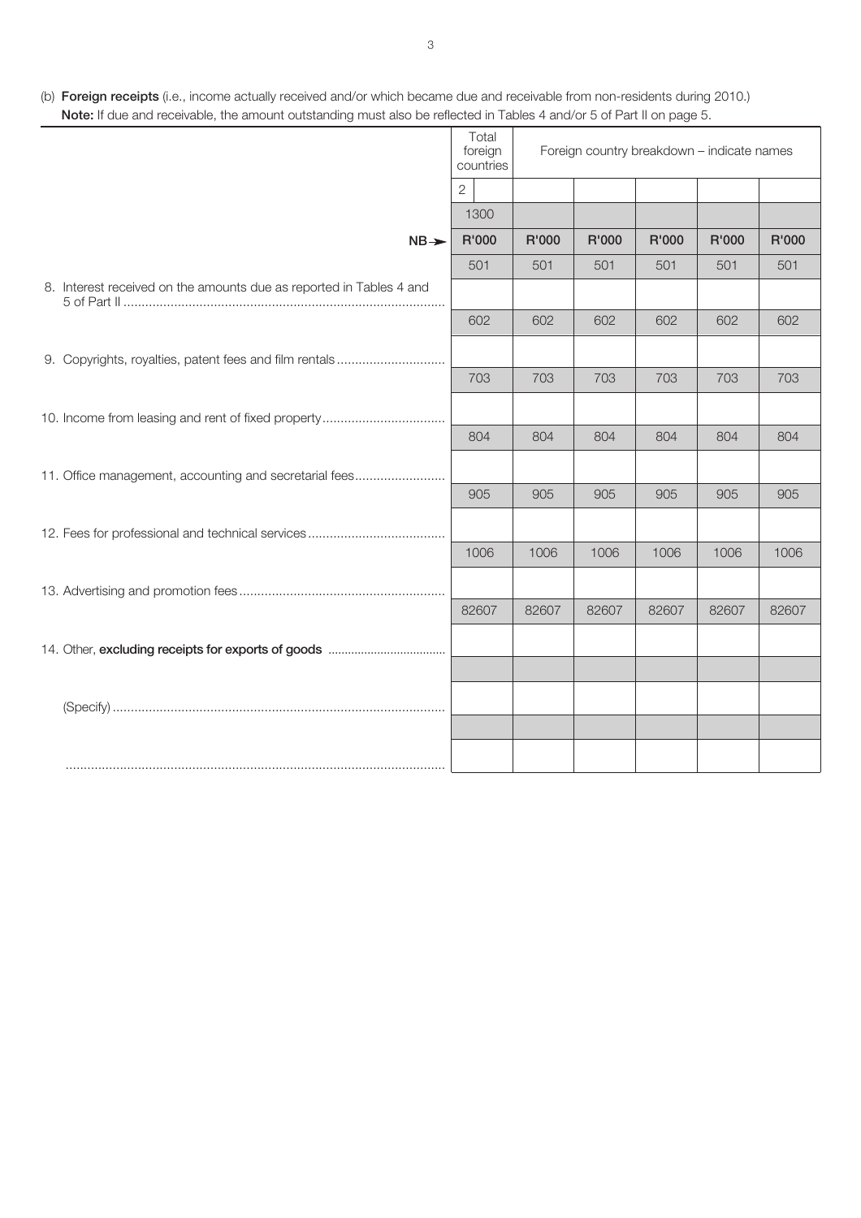(b) **Foreign receipts** (i.e., income actually received and/or which became due and receivable from non-residents during 2010.)
**Note:** If due and receivable, the amount outstanding must also be reflected in Tables 4 and/or 5 of Part II on page 5.

| | Total foreign countries | Foreign country breakdown – indicate names | | | | |
|---|---|---|---|---|---|---|
| | 2 | | | | | |
| | 1300 | | | | | |
| **NB** → | **R'000** | **R'000** | **R'000** | **R'000** | **R'000** | **R'000** |
| | 501 | 501 | 501 | 501 | 501 | 501 |
| 8. Interest received on the amounts due as reported in Tables 4 and 5 of Part II | | | | | | |
| | 602 | 602 | 602 | 602 | 602 | 602 |
| 9. Copyrights, royalties, patent fees and film rentals | | | | | | |
| | 703 | 703 | 703 | 703 | 703 | 703 |
| 10. Income from leasing and rent of fixed property | | | | | | |
| | 804 | 804 | 804 | 804 | 804 | 804 |
| 11. Office management, accounting and secretarial fees | | | | | | |
| | 905 | 905 | 905 | 905 | 905 | 905 |
| 12. Fees for professional and technical services | | | | | | |
| | 1006 | 1006 | 1006 | 1006 | 1006 | 1006 |
| 13. Advertising and promotion fees | | | | | | |
| | 82607 | 82607 | 82607 | 82607 | 82607 | 82607 |
| 14. Other, **excluding receipts for exports of goods** | | | | | | |
| | | | | | | |
| (Specify) | | | | | | |
| | | | | | | |
| | | | | | | |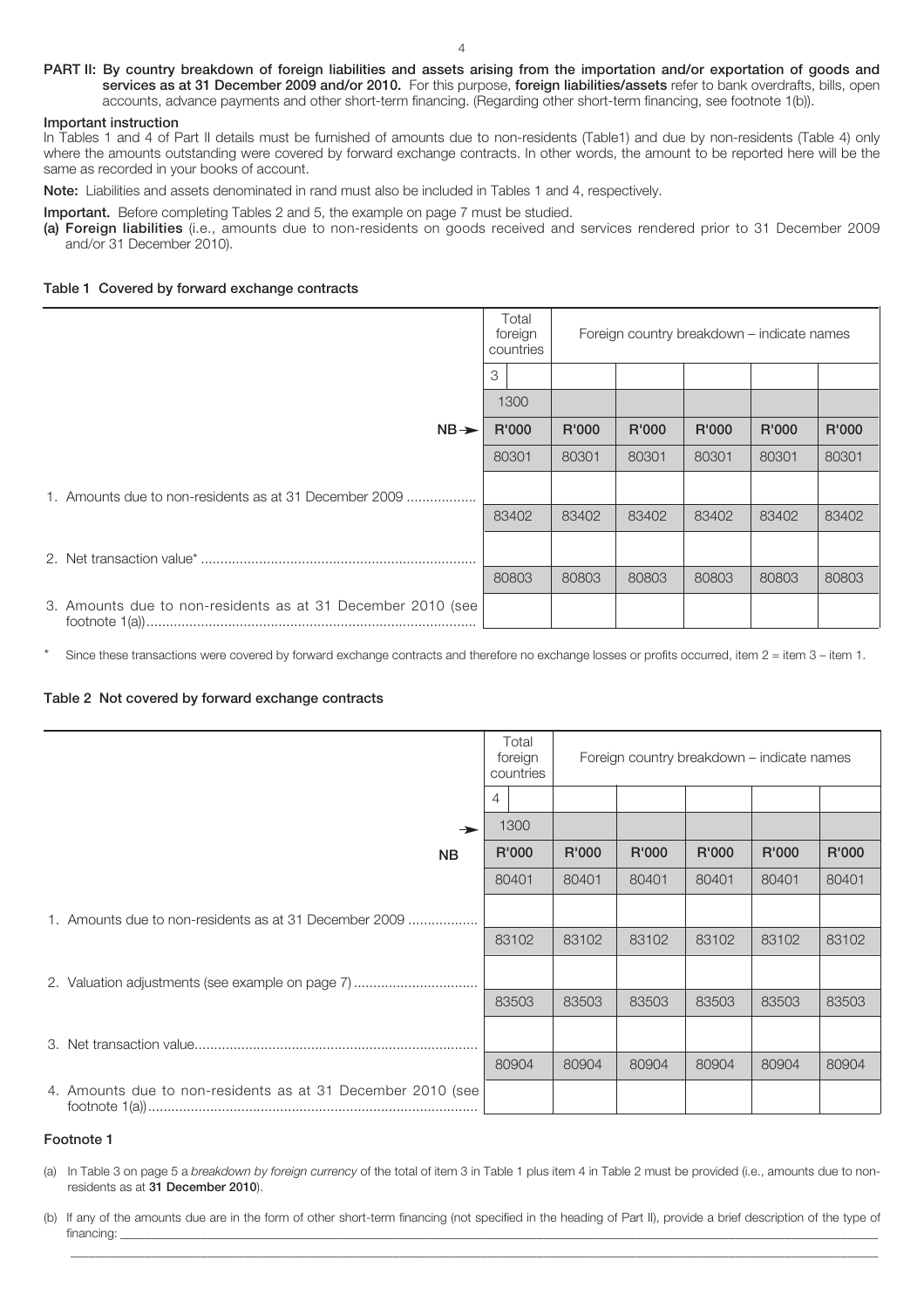**PART II: By country breakdown of foreign liabilities and assets arising from the importation and/or exportation of goods and services as at 31 December 2009 and/or 2010.** For this purpose, **foreign liabilities/assets** refer to bank overdrafts, bills, open accounts, advance payments and other short-term financing. (Regarding other short-term financing, see footnote 1(b)).

**Important instruction**

In Tables 1 and 4 of Part II details must be furnished of amounts due to non-residents (Table1) and due by non-residents (Table 4) only where the amounts outstanding were covered by forward exchange contracts. In other words, the amount to be reported here will be the same as recorded in your books of account.

**Note:** Liabilities and assets denominated in rand must also be included in Tables 1 and 4, respectively.

**Important.** Before completing Tables 2 and 5, the example on page 7 must be studied.

**(a) Foreign liabilities** (i.e., amounts due to non-residents on goods received and services rendered prior to 31 December 2009 and/or 31 December 2010).

**Table 1 Covered by forward exchange contracts**

| | Total foreign countries | Foreign country breakdown – indicate names | | | | |
|---|---|---|---|---|---|---|
| | 3 | | | | | |
| | 1300 | | | | | |
| NB → | R'000 | R'000 | R'000 | R'000 | R'000 | R'000 |
| | 80301 | 80301 | 80301 | 80301 | 80301 | 80301 |
| 1. Amounts due to non-residents as at 31 December 2009 .................. | | | | | | |
| | 83402 | 83402 | 83402 | 83402 | 83402 | 83402 |
| 2. Net transaction value* ...................................................................... | | | | | | |
| | 80803 | 80803 | 80803 | 80803 | 80803 | 80803 |
| 3. Amounts due to non-residents as at 31 December 2010 (see footnote 1(a)).................................................................................... | | | | | | |

\* Since these transactions were covered by forward exchange contracts and therefore no exchange losses or profits occurred, item 2 = item 3 – item 1.

**Table 2 Not covered by forward exchange contracts**

| | Total foreign countries | Foreign country breakdown – indicate names | | | | |
|---|---|---|---|---|---|---|
| | 4 | | | | | |
| → | 1300 | | | | | |
| NB | R'000 | R'000 | R'000 | R'000 | R'000 | R'000 |
| | 80401 | 80401 | 80401 | 80401 | 80401 | 80401 |
| 1. Amounts due to non-residents as at 31 December 2009 .................. | | | | | | |
| | 83102 | 83102 | 83102 | 83102 | 83102 | 83102 |
| 2. Valuation adjustments (see example on page 7) ................................ | | | | | | |
| | 83503 | 83503 | 83503 | 83503 | 83503 | 83503 |
| 3. Net transaction value......................................................................... | | | | | | |
| | 80904 | 80904 | 80904 | 80904 | 80904 | 80904 |
| 4. Amounts due to non-residents as at 31 December 2010 (see footnote 1(a)).................................................................................... | | | | | | |

**Footnote 1**

(a) In Table 3 on page 5 a *breakdown by foreign currency* of the total of item 3 in Table 1 plus item 4 in Table 2 must be provided (i.e., amounts due to non-residents as at **31 December 2010**).

(b) If any of the amounts due are in the form of other short-term financing (not specified in the heading of Part II), provide a brief description of the type of financing: ____________________________________________________________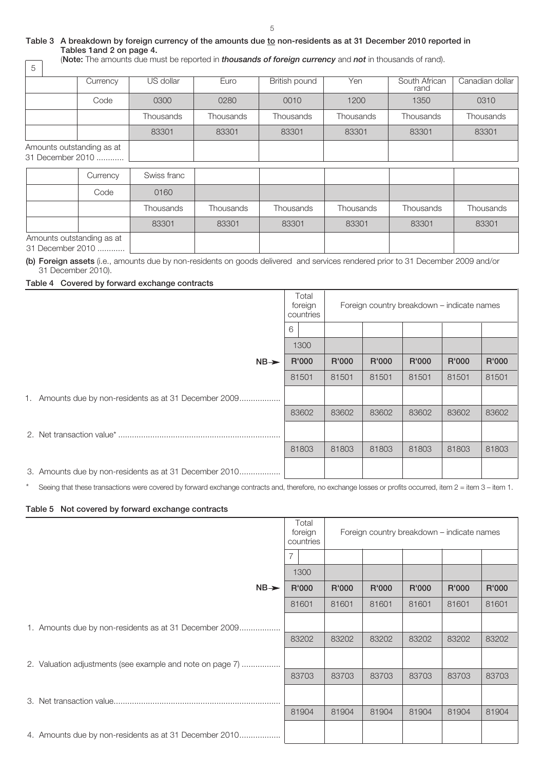**Table 3 A breakdown by foreign currency of the amounts due <u>to</u> non-residents as at 31 December 2010 reported in Tables 1and 2 on page 4.**

(**Note:** The amounts due must be reported in ***thousands of foreign currency*** and ***not*** in thousands of rand).

| 5 | | | | | | | |
|---|---|---|---|---|---|---|---|
| | Currency | US dollar | Euro | British pound | Yen | South African rand | Canadian dollar |
| | Code | 0300 | 0280 | 0010 | 1200 | 1350 | 0310 |
| | | Thousands | Thousands | Thousands | Thousands | Thousands | Thousands |
| | | 83301 | 83301 | 83301 | 83301 | 83301 | 83301 |
| Amounts outstanding as at 31 December 2010 ............ | | | | | | | |

| | Currency | Swiss franc | | | | | |
|---|---|---|---|---|---|---|---|
| | Code | 0160 | | | | | |
| | | Thousands | Thousands | Thousands | Thousands | Thousands | Thousands |
| | | 83301 | 83301 | 83301 | 83301 | 83301 | 83301 |
| Amounts outstanding as at 31 December 2010 ............ | | | | | | | |

**(b) Foreign assets** (i.e., amounts due by non-residents on goods delivered and services rendered prior to 31 December 2009 and/or 31 December 2010).

**Table 4 Covered by forward exchange contracts**

| | Total foreign countries | Foreign country breakdown – indicate names | | | | |
|---|---|---|---|---|---|---|
| | 6 | | | | | |
| | 1300 | | | | | |
| NB ➤ | **R'000** | **R'000** | **R'000** | **R'000** | **R'000** | **R'000** |
| | 81501 | 81501 | 81501 | 81501 | 81501 | 81501 |
| 1. Amounts due by non-residents as at 31 December 2009.................. | | | | | | |
| | 83602 | 83602 | 83602 | 83602 | 83602 | 83602 |
| 2. Net transaction value* ...................................................................... | | | | | | |
| | 81803 | 81803 | 81803 | 81803 | 81803 | 81803 |
| 3. Amounts due by non-residents as at 31 December 2010.................. | | | | | | |

\* Seeing that these transactions were covered by forward exchange contracts and, therefore, no exchange losses or profits occurred, item 2 = item 3 – item 1.

**Table 5 Not covered by forward exchange contracts**

| | Total foreign countries | Foreign country breakdown – indicate names | | | | |
|---|---|---|---|---|---|---|
| | 7 | | | | | |
| | 1300 | | | | | |
| NB ➤ | **R'000** | **R'000** | **R'000** | **R'000** | **R'000** | **R'000** |
| | 81601 | 81601 | 81601 | 81601 | 81601 | 81601 |
| 1. Amounts due by non-residents as at 31 December 2009.................. | | | | | | |
| | 83202 | 83202 | 83202 | 83202 | 83202 | 83202 |
| 2. Valuation adjustments (see example and note on page 7) ................. | | | | | | |
| | 83703 | 83703 | 83703 | 83703 | 83703 | 83703 |
| 3. Net transaction value......................................................................... | | | | | | |
| | 81904 | 81904 | 81904 | 81904 | 81904 | 81904 |
| 4. Amounts due by non-residents as at 31 December 2010.................. | | | | | | |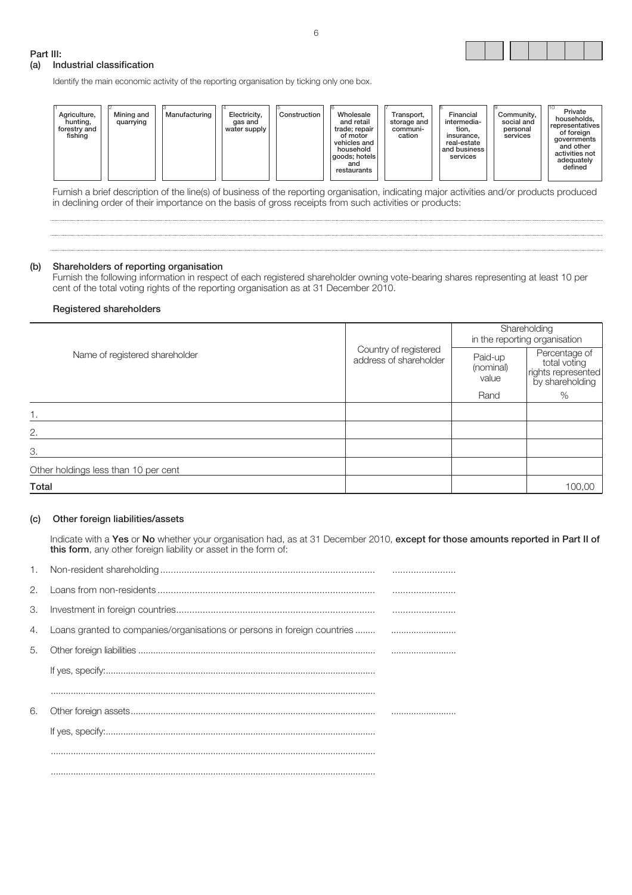## Part III:

### (a) Industrial classification

Identify the main economic activity of the reporting organisation by ticking only one box.

| 1 Agriculture, hunting, forestry and fishing | 2 Mining and quarrying | 3 Manufacturing | 4 Electricity, gas and water supply | 5 Construction | 6 Wholesale and retail trade; repair of motor vehicles and household goods; hotels and restaurants | 7 Transport, storage and communi-cation | 8 Financial intermedia-tion, insurance, real-estate and business services | 9 Community, social and personal services | 10 Private households, representatives of foreign governments and other activities not adequately defined |
|---|---|---|---|---|---|---|---|---|---|
| | | | | | | | | | |

Furnish a brief description of the line(s) of business of the reporting organisation, indicating major activities and/or products produced in declining order of their importance on the basis of gross receipts from such activities or products:

.....................................................................................................................................................

.....................................................................................................................................................

.....................................................................................................................................................

### (b) Shareholders of reporting organisation

Furnish the following information in respect of each registered shareholder owning vote-bearing shares representing at least 10 per cent of the total voting rights of the reporting organisation as at 31 December 2010.

**Registered shareholders**

| Name of registered shareholder | Country of registered address of shareholder | Shareholding in the reporting organisation | |
|---|---|---|---|
| | | Paid-up (nominal) value | Percentage of total voting rights represented by shareholding |
| | | Rand | % |
| 1. | | | |
| 2. | | | |
| 3. | | | |
| Other holdings less than 10 per cent | | | |
| **Total** | | | 100,00 |

### (c) Other foreign liabilities/assets

Indicate with a **Yes** or **No** whether your organisation had, as at 31 December 2010, **except for those amounts reported in Part II of this form**, any other foreign liability or asset in the form of:

1. Non-resident shareholding ................................................................................ ........................
2. Loans from non-residents ................................................................................. ........................
3. Investment in foreign countries.......................................................................... ........................
4. Loans granted to companies/organisations or persons in foreign countries ........ ..........................
5. Other foreign liabilities ............................................................................................ ..........................

   If yes, specify:..........................................................................................................

   ..............................................................................................................................
6. Other foreign assets................................................................................................ ..........................

   If yes, specify:..........................................................................................................

   ..............................................................................................................................

   ..............................................................................................................................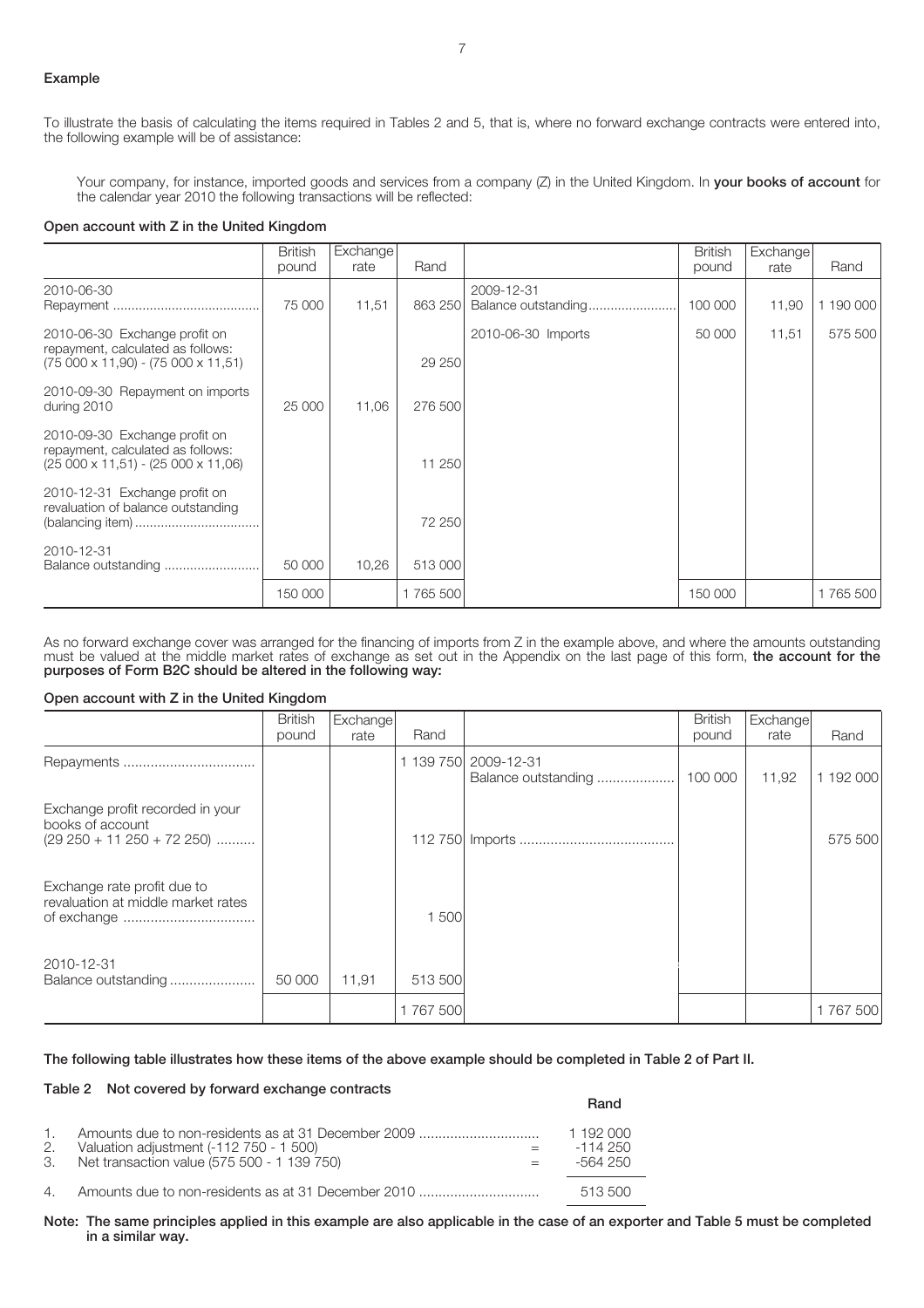**Example**

To illustrate the basis of calculating the items required in Tables 2 and 5, that is, where no forward exchange contracts were entered into, the following example will be of assistance:

Your company, for instance, imported goods and services from a company (Z) in the United Kingdom. In **your books of account** for the calendar year 2010 the following transactions will be reflected:

**Open account with Z in the United Kingdom**

| | British pound | Exchange rate | Rand | | British pound | Exchange rate | Rand |
|---|---|---|---|---|---|---|---|
| 2010-06-30 Repayment ........................................ | 75 000 | 11,51 | 863 250 | 2009-12-31 Balance outstanding........................ | 100 000 | 11,90 | 1 190 000 |
| 2010-06-30 Exchange profit on repayment, calculated as follows: (75 000 x 11,90) - (75 000 x 11,51) | | | 29 250 | 2010-06-30 Imports | 50 000 | 11,51 | 575 500 |
| 2010-09-30 Repayment on imports during 2010 | 25 000 | 11,06 | 276 500 | | | | |
| 2010-09-30 Exchange profit on repayment, calculated as follows: (25 000 x 11,51) - (25 000 x 11,06) | | | 11 250 | | | | |
| 2010-12-31 Exchange profit on revaluation of balance outstanding (balancing item) .................................. | | | 72 250 | | | | |
| 2010-12-31 Balance outstanding .......................... | 50 000 | 10,26 | 513 000 | | | | |
| | 150 000 | | 1 765 500 | | 150 000 | | 1 765 500 |

As no forward exchange cover was arranged for the financing of imports from Z in the example above, and where the amounts outstanding must be valued at the middle market rates of exchange as set out in the Appendix on the last page of this form, **the account for the purposes of Form B2C should be altered in the following way:**

**Open account with Z in the United Kingdom**

| | British pound | Exchange rate | Rand | | British pound | Exchange rate | Rand |
|---|---|---|---|---|---|---|---|
| Repayments .................................. | | | 1 139 750 | 2009-12-31 Balance outstanding .................... | 100 000 | 11,92 | 1 192 000 |
| Exchange profit recorded in your books of account (29 250 + 11 250 + 72 250) .......... | | | 112 750 | Imports ........................................ | | | 575 500 |
| Exchange rate profit due to revaluation at middle market rates of exchange .................................. | | | 1 500 | | | | |
| 2010-12-31 Balance outstanding ...................... | 50 000 | 11,91 | 513 500 | | | | |
| | | | 1 767 500 | | | | 1 767 500 |

**The following table illustrates how these items of the above example should be completed in Table 2 of Part II.**

**Table 2 Not covered by forward exchange contracts**

| | | | Rand |
|---|---|---|---|
| 1. | Amounts due to non-residents as at 31 December 2009 ............................... | | 1 192 000 |
| 2. | Valuation adjustment (-112 750 - 1 500) | = | -114 250 |
| 3. | Net transaction value (575 500 - 1 139 750) | = | -564 250 |
| 4. | Amounts due to non-residents as at 31 December 2010 ............................... | | 513 500 |

**Note: The same principles applied in this example are also applicable in the case of an exporter and Table 5 must be completed in a similar way.**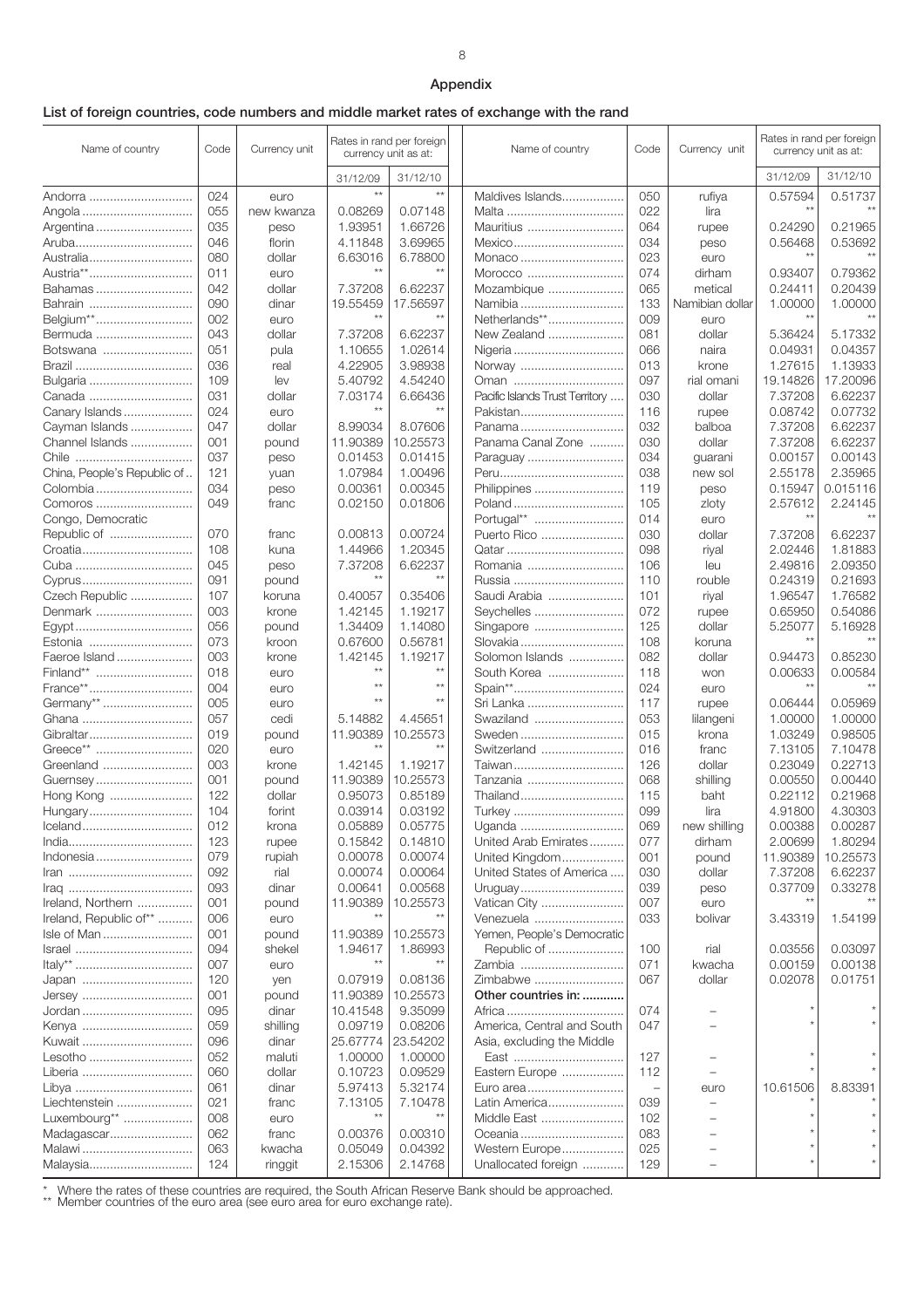## Appendix

### List of foreign countries, code numbers and middle market rates of exchange with the rand

| Name of country | Code | Currency unit | Rates in rand per foreign currency unit as at: | | Name of country | Code | Currency unit | Rates in rand per foreign currency unit as at: | |
|---|---|---|---|---|---|---|---|---|---|
| | | | 31/12/09 | 31/12/10 | | | | 31/12/09 | 31/12/10 |
| Andorra | 024 | euro | ** | ** | Maldives Islands | 050 | rufiya | 0.57594 | 0.51737 |
| Angola | 055 | new kwanza | 0.08269 | 0.07148 | Malta | 022 | lira | ** | ** |
| Argentina | 035 | peso | 1.93951 | 1.66726 | Mauritius | 064 | rupee | 0.24290 | 0.21965 |
| Aruba | 046 | florin | 4.11848 | 3.69965 | Mexico | 034 | peso | 0.56468 | 0.53692 |
| Australia | 080 | dollar | 6.63016 | 6.78800 | Monaco | 023 | euro | ** | ** |
| Austria** | 011 | euro | ** | ** | Morocco | 074 | dirham | 0.93407 | 0.79362 |
| Bahamas | 042 | dollar | 7.37208 | 6.62237 | Mozambique | 065 | metical | 0.24411 | 0.20439 |
| Bahrain | 090 | dinar | 19.55459 | 17.56597 | Namibia | 133 | Namibian dollar | 1.00000 | 1.00000 |
| Belgium** | 002 | euro | ** | ** | Netherlands** | 009 | euro | ** | ** |
| Bermuda | 043 | dollar | 7.37208 | 6.62237 | New Zealand | 081 | dollar | 5.36424 | 5.17332 |
| Botswana | 051 | pula | 1.10655 | 1.02614 | Nigeria | 066 | naira | 0.04931 | 0.04357 |
| Brazil | 036 | real | 4.22905 | 3.98938 | Norway | 013 | krone | 1.27615 | 1.13933 |
| Bulgaria | 109 | lev | 5.40792 | 4.54240 | Oman | 097 | rial omani | 19.14826 | 17.20096 |
| Canada | 031 | dollar | 7.03174 | 6.66436 | Pacific Islands Trust Territory | 030 | dollar | 7.37208 | 6.62237 |
| Canary Islands | 024 | euro | ** | ** | Pakistan | 116 | rupee | 0.08742 | 0.07732 |
| Cayman Islands | 047 | dollar | 8.99034 | 8.07606 | Panama | 032 | balboa | 7.37208 | 6.62237 |
| Channel Islands | 001 | pound | 11.90389 | 10.25573 | Panama Canal Zone | 030 | dollar | 7.37208 | 6.62237 |
| Chile | 037 | peso | 0.01453 | 0.01415 | Paraguay | 034 | guarani | 0.00157 | 0.00143 |
| China, People's Republic of | 121 | yuan | 1.07984 | 1.00496 | Peru | 038 | new sol | 2.55178 | 2.35965 |
| Colombia | 034 | peso | 0.00361 | 0.00345 | Philippines | 119 | peso | 0.15947 | 0.015116 |
| Comoros | 049 | franc | 0.02150 | 0.01806 | Poland | 105 | zloty | 2.57612 | 2.24145 |
| Congo, Democratic | | | | | Portugal** | 014 | euro | ** | ** |
| Republic of | 070 | franc | 0.00813 | 0.00724 | Puerto Rico | 030 | dollar | 7.37208 | 6.62237 |
| Croatia | 108 | kuna | 1.44966 | 1.20345 | Qatar | 098 | riyal | 2.02446 | 1.81883 |
| Cuba | 045 | peso | 7.37208 | 6.62237 | Romania | 106 | leu | 2.49816 | 2.09350 |
| Cyprus | 091 | pound | ** | ** | Russia | 110 | rouble | 0.24319 | 0.21693 |
| Czech Republic | 107 | koruna | 0.40057 | 0.35406 | Saudi Arabia | 101 | riyal | 1.96547 | 1.76582 |
| Denmark | 003 | krone | 1.42145 | 1.19217 | Seychelles | 072 | rupee | 0.65950 | 0.54086 |
| Egypt | 056 | pound | 1.34409 | 1.14080 | Singapore | 125 | dollar | 5.25077 | 5.16928 |
| Estonia | 073 | kroon | 0.67600 | 0.56781 | Slovakia | 108 | koruna | ** | ** |
| Faeroe Island | 003 | krone | 1.42145 | 1.19217 | Solomon Islands | 082 | dollar | 0.94473 | 0.85230 |
| Finland** | 018 | euro | ** | ** | South Korea | 118 | won | 0.00633 | 0.00584 |
| France** | 004 | euro | ** | ** | Spain** | 024 | euro | ** | ** |
| Germany** | 005 | euro | ** | ** | Sri Lanka | 117 | rupee | 0.06444 | 0.05969 |
| Ghana | 057 | cedi | 5.14882 | 4.45651 | Swaziland | 053 | lilangeni | 1.00000 | 1.00000 |
| Gibraltar | 019 | pound | 11.90389 | 10.25573 | Sweden | 015 | krona | 1.03249 | 0.98505 |
| Greece** | 020 | euro | ** | ** | Switzerland | 016 | franc | 7.13105 | 7.10478 |
| Greenland | 003 | krone | 1.42145 | 1.19217 | Taiwan | 126 | dollar | 0.23049 | 0.22713 |
| Guernsey | 001 | pound | 11.90389 | 10.25573 | Tanzania | 068 | shilling | 0.00550 | 0.00440 |
| Hong Kong | 122 | dollar | 0.95073 | 0.85189 | Thailand | 115 | baht | 0.22112 | 0.21968 |
| Hungary | 104 | forint | 0.03914 | 0.03192 | Turkey | 099 | lira | 4.91800 | 4.30303 |
| Iceland | 012 | krona | 0.05889 | 0.05775 | Uganda | 069 | new shilling | 0.00388 | 0.00287 |
| India | 123 | rupee | 0.15842 | 0.14810 | United Arab Emirates | 077 | dirham | 2.00699 | 1.80294 |
| Indonesia | 079 | rupiah | 0.00078 | 0.00074 | United Kingdom | 001 | pound | 11.90389 | 10.25573 |
| Iran | 092 | rial | 0.00074 | 0.00064 | United States of America | 030 | dollar | 7.37208 | 6.62237 |
| Iraq | 093 | dinar | 0.00641 | 0.00568 | Uruguay | 039 | peso | 0.37709 | 0.33278 |
| Ireland, Northern | 001 | pound | 11.90389 | 10.25573 | Vatican City | 007 | euro | ** | ** |
| Ireland, Republic of** | 006 | euro | ** | ** | Venezuela | 033 | bolivar | 3.43319 | 1.54199 |
| Isle of Man | 001 | pound | 11.90389 | 10.25573 | Yemen, People's Democratic | | | | |
| Israel | 094 | shekel | 1.94617 | 1.86993 | Republic of | 100 | rial | 0.03556 | 0.03097 |
| Italy** | 007 | euro | ** | ** | Zambia | 071 | kwacha | 0.00159 | 0.00138 |
| Japan | 120 | yen | 0.07919 | 0.08136 | Zimbabwe | 067 | dollar | 0.02078 | 0.01751 |
| Jersey | 001 | pound | 11.90389 | 10.25573 | **Other countries in:** | | | | |
| Jordan | 095 | dinar | 10.41548 | 9.35099 | Africa | 074 | – | * | * |
| Kenya | 059 | shilling | 0.09719 | 0.08206 | America, Central and South | 047 | – | * | * |
| Kuwait | 096 | dinar | 25.67774 | 23.54202 | Asia, excluding the Middle | | | | |
| Lesotho | 052 | maluti | 1.00000 | 1.00000 | East | 127 | – | * | * |
| Liberia | 060 | dollar | 0.10723 | 0.09529 | Eastern Europe | 112 | – | * | * |
| Libya | 061 | dinar | 5.97413 | 5.32174 | Euro area | – | euro | 10.61506 | 8.83391 |
| Liechtenstein | 021 | franc | 7.13105 | 7.10478 | Latin America | 039 | – | * | * |
| Luxembourg** | 008 | euro | ** | ** | Middle East | 102 | – | * | * |
| Madagascar | 062 | franc | 0.00376 | 0.00310 | Oceania | 083 | – | * | * |
| Malawi | 063 | kwacha | 0.05049 | 0.04392 | Western Europe | 025 | – | * | * |
| Malaysia | 124 | ringgit | 2.15306 | 2.14768 | Unallocated foreign | 129 | – | * | * |

\* Where the rates of these countries are required, the South African Reserve Bank should be approached.
\*\* Member countries of the euro area (see euro area for euro exchange rate).